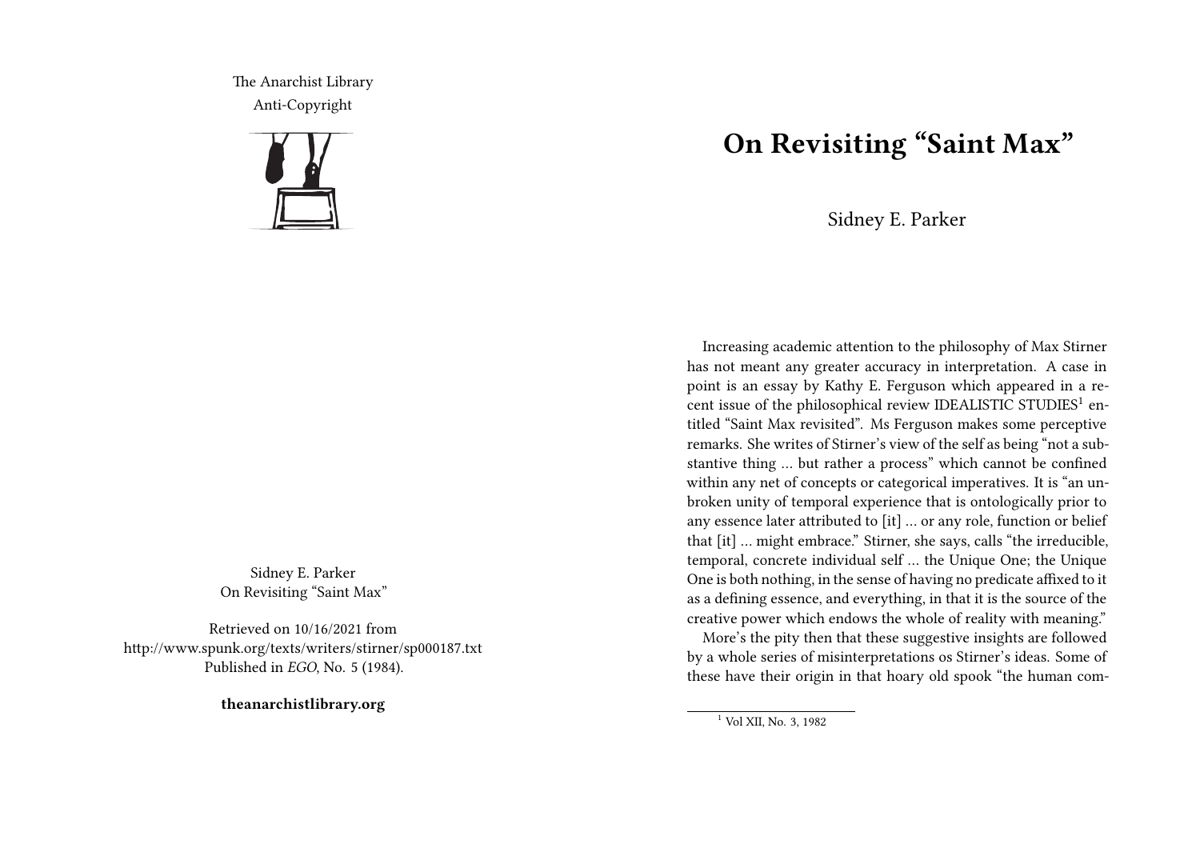The Anarchist Library
Anti-Copyright

Sidney E. Parker
On Revisiting "Saint Max"

Retrieved on 10/16/2021 from
http://www.spunk.org/texts/writers/stirner/sp000187.txt
Published in *EGO*, No. 5 (1984).

**theanarchistlibrary.org**

# On Revisiting "Saint Max"

Sidney E. Parker

Increasing academic attention to the philosophy of Max Stirner has not meant any greater accuracy in interpretation. A case in point is an essay by Kathy E. Ferguson which appeared in a recent issue of the philosophical review IDEALISTIC STUDIES[1] entitled "Saint Max revisited". Ms Ferguson makes some perceptive remarks. She writes of Stirner's view of the self as being "not a substantive thing … but rather a process" which cannot be confined within any net of concepts or categorical imperatives. It is "an unbroken unity of temporal experience that is ontologically prior to any essence later attributed to [it] … or any role, function or belief that [it] … might embrace." Stirner, she says, calls "the irreducible, temporal, concrete individual self … the Unique One; the Unique One is both nothing, in the sense of having no predicate affixed to it as a defining essence, and everything, in that it is the source of the creative power which endows the whole of reality with meaning."

More's the pity then that these suggestive insights are followed by a whole series of misinterpretations os Stirner's ideas. Some of these have their origin in that hoary old spook "the human com-

[1] Vol XII, No. 3, 1982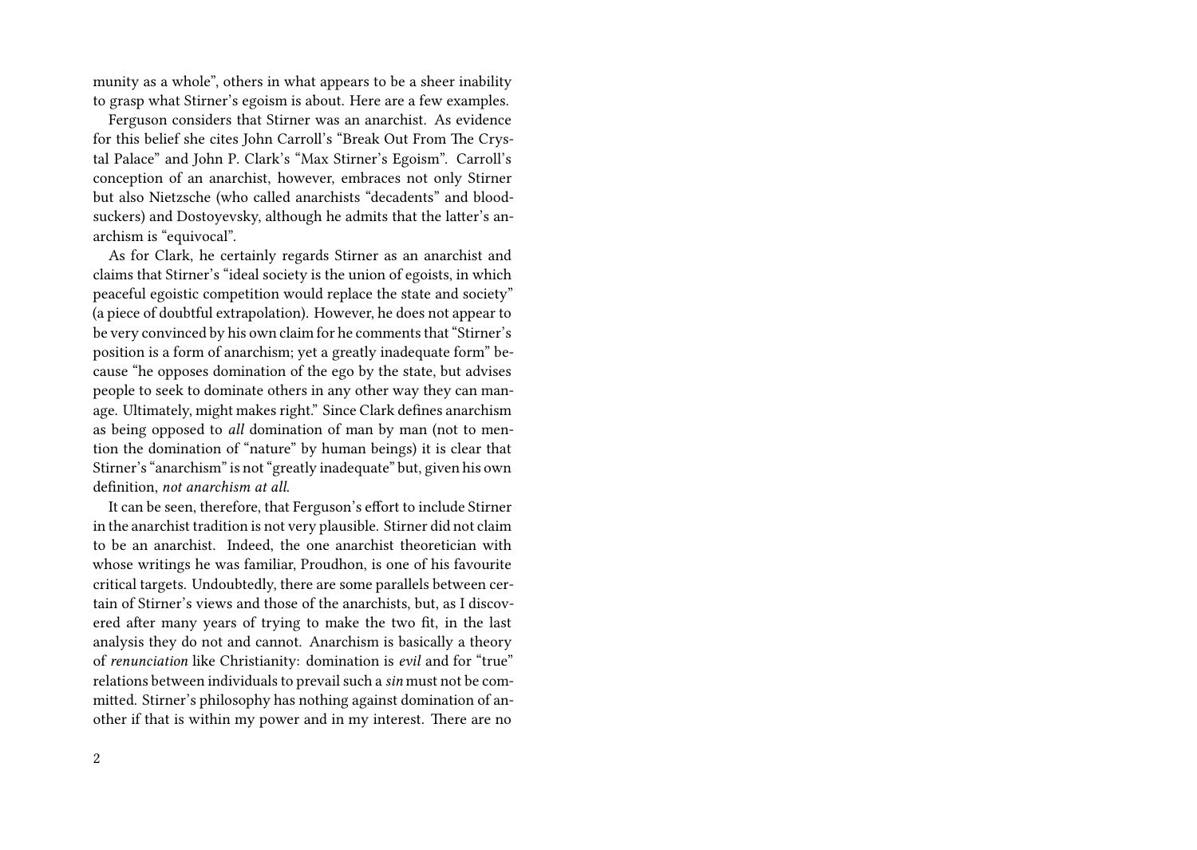munity as a whole", others in what appears to be a sheer inability to grasp what Stirner's egoism is about. Here are a few examples.

Ferguson considers that Stirner was an anarchist. As evidence for this belief she cites John Carroll's "Break Out From The Crystal Palace" and John P. Clark's "Max Stirner's Egoism". Carroll's conception of an anarchist, however, embraces not only Stirner but also Nietzsche (who called anarchists "decadents" and bloodsuckers) and Dostoyevsky, although he admits that the latter's anarchism is "equivocal".

As for Clark, he certainly regards Stirner as an anarchist and claims that Stirner's "ideal society is the union of egoists, in which peaceful egoistic competition would replace the state and society" (a piece of doubtful extrapolation). However, he does not appear to be very convinced by his own claim for he comments that "Stirner's position is a form of anarchism; yet a greatly inadequate form" because "he opposes domination of the ego by the state, but advises people to seek to dominate others in any other way they can manage. Ultimately, might makes right." Since Clark defines anarchism as being opposed to *all* domination of man by man (not to mention the domination of "nature" by human beings) it is clear that Stirner's "anarchism" is not "greatly inadequate" but, given his own definition, *not anarchism at all.*

It can be seen, therefore, that Ferguson's effort to include Stirner in the anarchist tradition is not very plausible. Stirner did not claim to be an anarchist. Indeed, the one anarchist theoretician with whose writings he was familiar, Proudhon, is one of his favourite critical targets. Undoubtedly, there are some parallels between certain of Stirner's views and those of the anarchists, but, as I discovered after many years of trying to make the two fit, in the last analysis they do not and cannot. Anarchism is basically a theory of *renunciation* like Christianity: domination is *evil* and for "true" relations between individuals to prevail such a *sin* must not be committed. Stirner's philosophy has nothing against domination of another if that is within my power and in my interest. There are no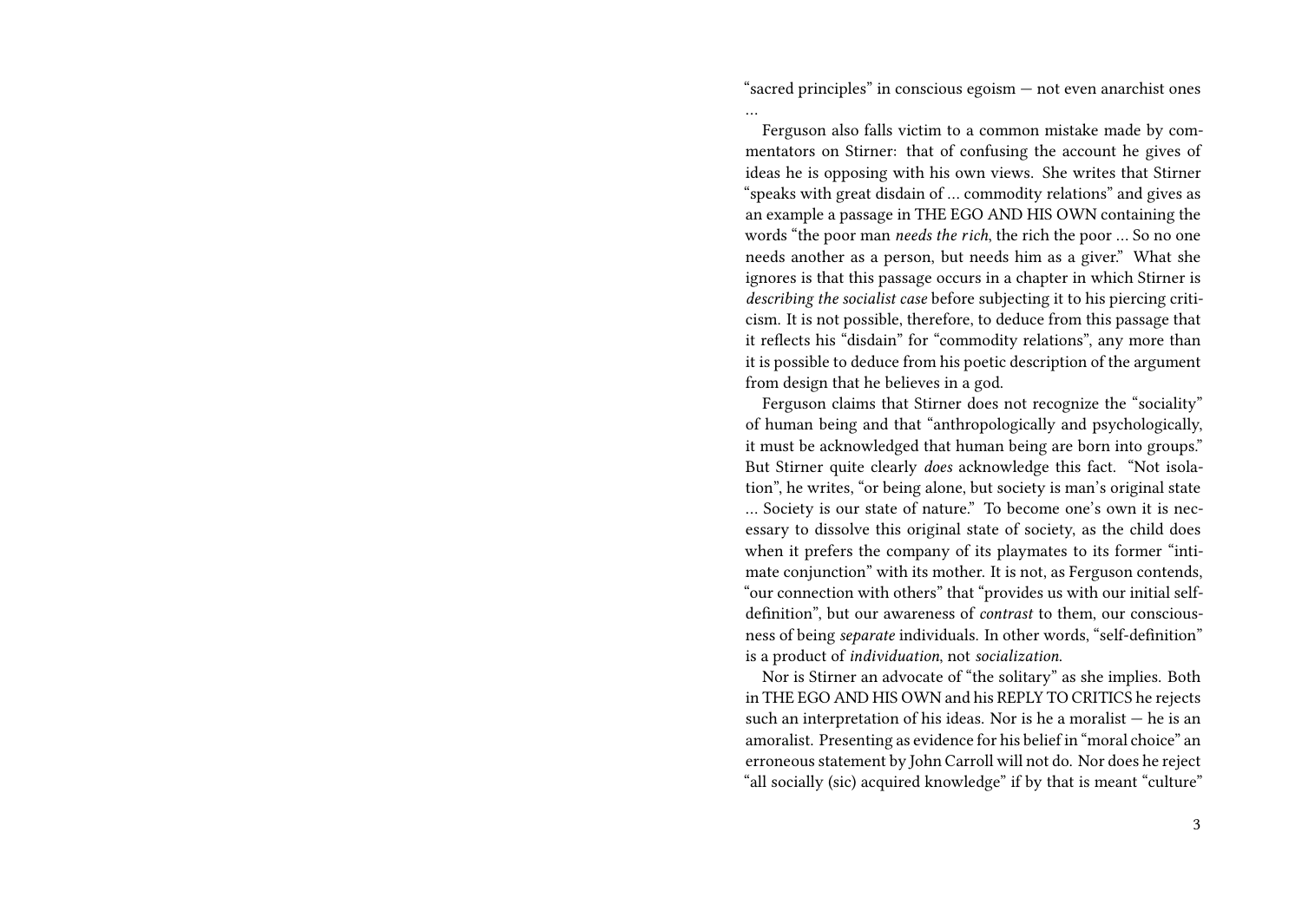"sacred principles" in conscious egoism — not even anarchist ones …

Ferguson also falls victim to a common mistake made by commentators on Stirner: that of confusing the account he gives of ideas he is opposing with his own views. She writes that Stirner "speaks with great disdain of … commodity relations" and gives as an example a passage in THE EGO AND HIS OWN containing the words "the poor man *needs the rich*, the rich the poor … So no one needs another as a person, but needs him as a giver." What she ignores is that this passage occurs in a chapter in which Stirner is *describing the socialist case* before subjecting it to his piercing criticism. It is not possible, therefore, to deduce from this passage that it reflects his "disdain" for "commodity relations", any more than it is possible to deduce from his poetic description of the argument from design that he believes in a god.

Ferguson claims that Stirner does not recognize the "sociality" of human being and that "anthropologically and psychologically, it must be acknowledged that human being are born into groups." But Stirner quite clearly *does* acknowledge this fact. "Not isolation", he writes, "or being alone, but society is man's original state … Society is our state of nature." To become one's own it is necessary to dissolve this original state of society, as the child does when it prefers the company of its playmates to its former "intimate conjunction" with its mother. It is not, as Ferguson contends, "our connection with others" that "provides us with our initial self-definition", but our awareness of *contrast* to them, our consciousness of being *separate* individuals. In other words, "self-definition" is a product of *individuation*, not *socialization*.

Nor is Stirner an advocate of "the solitary" as she implies. Both in THE EGO AND HIS OWN and his REPLY TO CRITICS he rejects such an interpretation of his ideas. Nor is he a moralist — he is an amoralist. Presenting as evidence for his belief in "moral choice" an erroneous statement by John Carroll will not do. Nor does he reject "all socially (sic) acquired knowledge" if by that is meant "culture"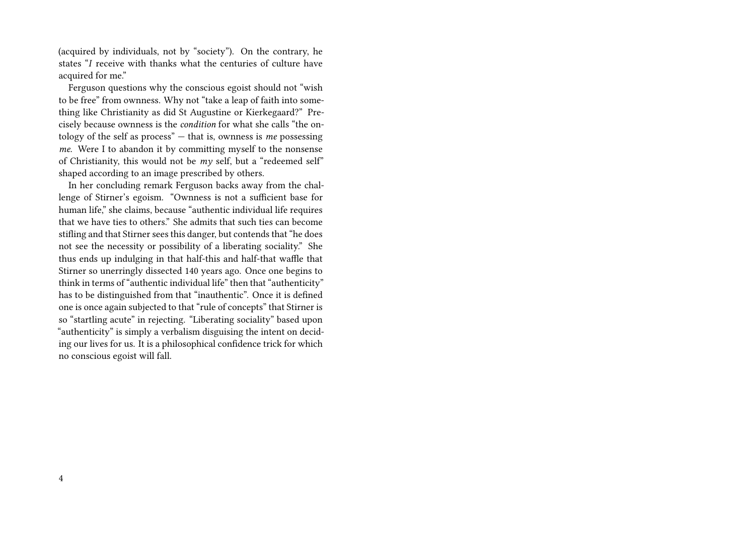(acquired by individuals, not by "society"). On the contrary, he states "*I* receive with thanks what the centuries of culture have acquired for me."

Ferguson questions why the conscious egoist should not "wish to be free" from ownness. Why not "take a leap of faith into something like Christianity as did St Augustine or Kierkegaard?" Precisely because ownness is the *condition* for what she calls "the ontology of the self as process" — that is, ownness is *me* possessing *me*. Were I to abandon it by committing myself to the nonsense of Christianity, this would not be *my* self, but a "redeemed self" shaped according to an image prescribed by others.

In her concluding remark Ferguson backs away from the challenge of Stirner's egoism. "Ownness is not a sufficient base for human life," she claims, because "authentic individual life requires that we have ties to others." She admits that such ties can become stifling and that Stirner sees this danger, but contends that "he does not see the necessity or possibility of a liberating sociality." She thus ends up indulging in that half-this and half-that waffle that Stirner so unerringly dissected 140 years ago. Once one begins to think in terms of "authentic individual life" then that "authenticity" has to be distinguished from that "inauthentic". Once it is defined one is once again subjected to that "rule of concepts" that Stirner is so "startling acute" in rejecting. "Liberating sociality" based upon "authenticity" is simply a verbalism disguising the intent on deciding our lives for us. It is a philosophical confidence trick for which no conscious egoist will fall.